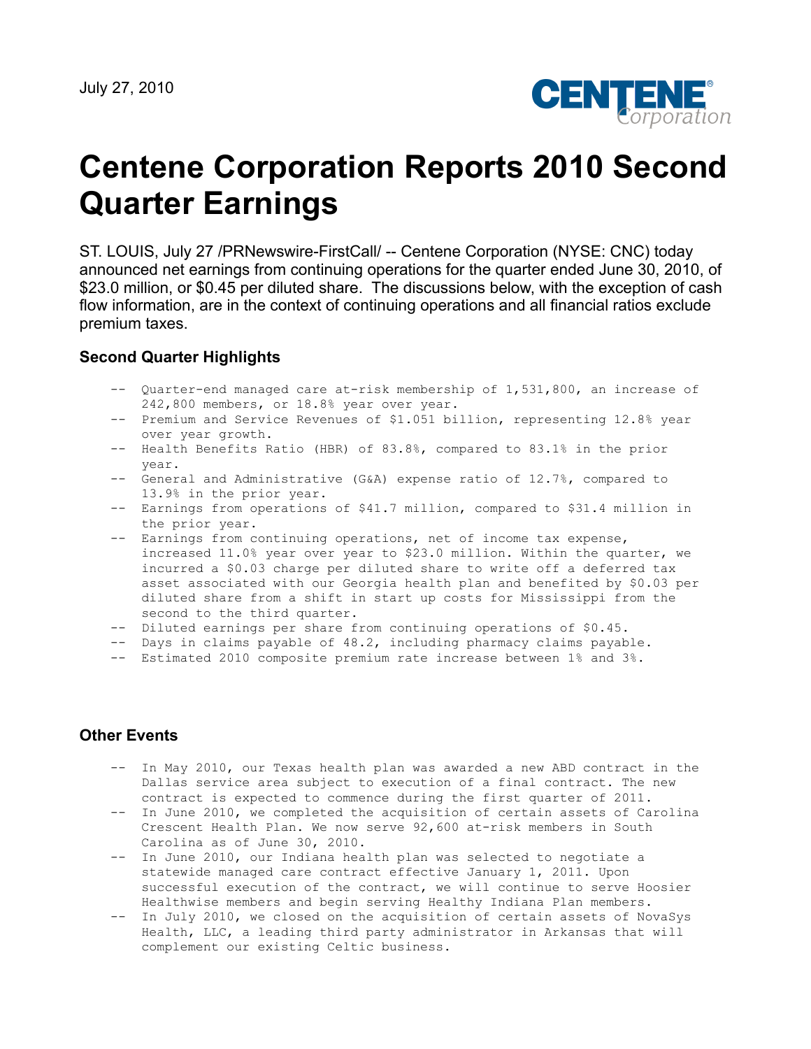July 27, 2010

# Centene Corporation Reports 2010 Second Quarter Earnings

ST. LOUIS, July 27 /PRNewswire-FirstCall/ -- Centene Corporation (NYSE: CNC) today announced net earnings from continuing operations for the quarter ended June 30, 2010, of $23.0 million, or $0.45 per diluted share. The discussions below, with the exception of cash flow information, are in the context of continuing operations and all financial ratios exclude premium taxes.

### Second Quarter Highlights

- Quarter-end managed care at-risk membership of 1,531,800, an increase of 242,800 members, or 18.8% year over year.
- Premium and Service Revenues of $1.051 billion, representing 12.8% year over year growth.
- Health Benefits Ratio (HBR) of 83.8%, compared to 83.1% in the prior year.
- General and Administrative (G&A) expense ratio of 12.7%, compared to 13.9% in the prior year.
- Earnings from operations of $41.7 million, compared to $31.4 million in the prior year.
- Earnings from continuing operations, net of income tax expense, increased 11.0% year over year to $23.0 million. Within the quarter, we incurred a $0.03 charge per diluted share to write off a deferred tax asset associated with our Georgia health plan and benefited by $0.03 per diluted share from a shift in start up costs for Mississippi from the second to the third quarter.
- Diluted earnings per share from continuing operations of $0.45.
- Days in claims payable of 48.2, including pharmacy claims payable.
- Estimated 2010 composite premium rate increase between 1% and 3%.

### Other Events

- In May 2010, our Texas health plan was awarded a new ABD contract in the Dallas service area subject to execution of a final contract. The new contract is expected to commence during the first quarter of 2011.
- In June 2010, we completed the acquisition of certain assets of Carolina Crescent Health Plan. We now serve 92,600 at-risk members in South Carolina as of June 30, 2010.
- In June 2010, our Indiana health plan was selected to negotiate a statewide managed care contract effective January 1, 2011. Upon successful execution of the contract, we will continue to serve Hoosier Healthwise members and begin serving Healthy Indiana Plan members.
- In July 2010, we closed on the acquisition of certain assets of NovaSys Health, LLC, a leading third party administrator in Arkansas that will complement our existing Celtic business.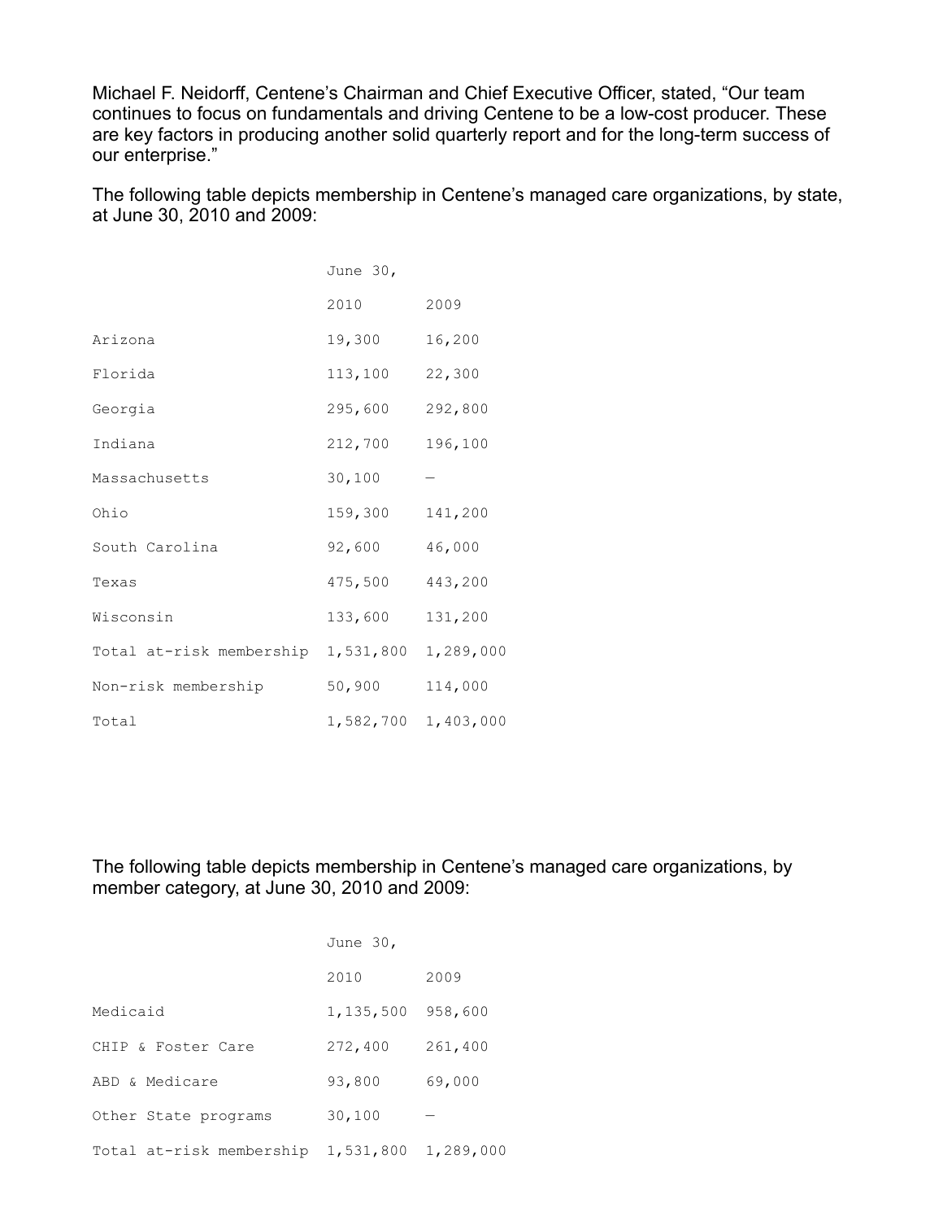Michael F. Neidorff, Centene's Chairman and Chief Executive Officer, stated, "Our team continues to focus on fundamentals and driving Centene to be a low-cost producer. These are key factors in producing another solid quarterly report and for the long-term success of our enterprise."

The following table depicts membership in Centene's managed care organizations, by state, at June 30, 2010 and 2009:

| | June 30, | |
|---|---|---|
| | 2010 | 2009 |
| Arizona | 19,300 | 16,200 |
| Florida | 113,100 | 22,300 |
| Georgia | 295,600 | 292,800 |
| Indiana | 212,700 | 196,100 |
| Massachusetts | 30,100 | — |
| Ohio | 159,300 | 141,200 |
| South Carolina | 92,600 | 46,000 |
| Texas | 475,500 | 443,200 |
| Wisconsin | 133,600 | 131,200 |
| Total at-risk membership | 1,531,800 | 1,289,000 |
| Non-risk membership | 50,900 | 114,000 |
| Total | 1,582,700 | 1,403,000 |

The following table depicts membership in Centene's managed care organizations, by member category, at June 30, 2010 and 2009:

| | June 30, | |
|---|---|---|
| | 2010 | 2009 |
| Medicaid | 1,135,500 | 958,600 |
| CHIP & Foster Care | 272,400 | 261,400 |
| ABD & Medicare | 93,800 | 69,000 |
| Other State programs | 30,100 | — |
| Total at-risk membership | 1,531,800 | 1,289,000 |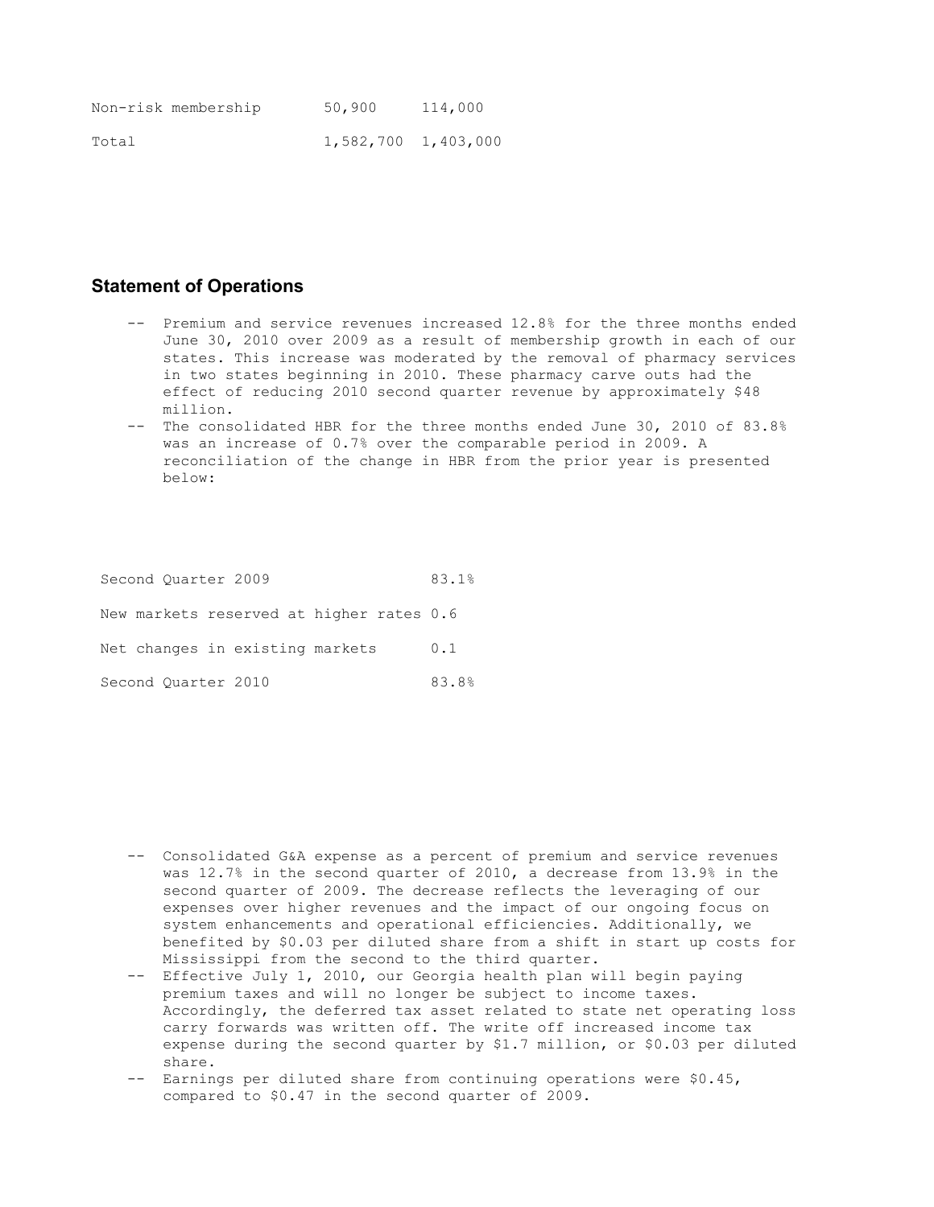| | | |
|---|---|---|
| Non-risk membership | 50,900 | 114,000 |
| Total | 1,582,700 | 1,403,000 |

## Statement of Operations

- Premium and service revenues increased 12.8% for the three months ended June 30, 2010 over 2009 as a result of membership growth in each of our states. This increase was moderated by the removal of pharmacy services in two states beginning in 2010. These pharmacy carve outs had the effect of reducing 2010 second quarter revenue by approximately $48 million.
- The consolidated HBR for the three months ended June 30, 2010 of 83.8% was an increase of 0.7% over the comparable period in 2009. A reconciliation of the change in HBR from the prior year is presented below:

| | |
|---|---|
| Second Quarter 2009 | 83.1% |
| New markets reserved at higher rates | 0.6 |
| Net changes in existing markets | 0.1 |
| Second Quarter 2010 | 83.8% |

- Consolidated G&A expense as a percent of premium and service revenues was 12.7% in the second quarter of 2010, a decrease from 13.9% in the second quarter of 2009. The decrease reflects the leveraging of our expenses over higher revenues and the impact of our ongoing focus on system enhancements and operational efficiencies. Additionally, we benefited by $0.03 per diluted share from a shift in start up costs for Mississippi from the second to the third quarter.
- Effective July 1, 2010, our Georgia health plan will begin paying premium taxes and will no longer be subject to income taxes. Accordingly, the deferred tax asset related to state net operating loss carry forwards was written off. The write off increased income tax expense during the second quarter by $1.7 million, or $0.03 per diluted share.
- Earnings per diluted share from continuing operations were $0.45, compared to $0.47 in the second quarter of 2009.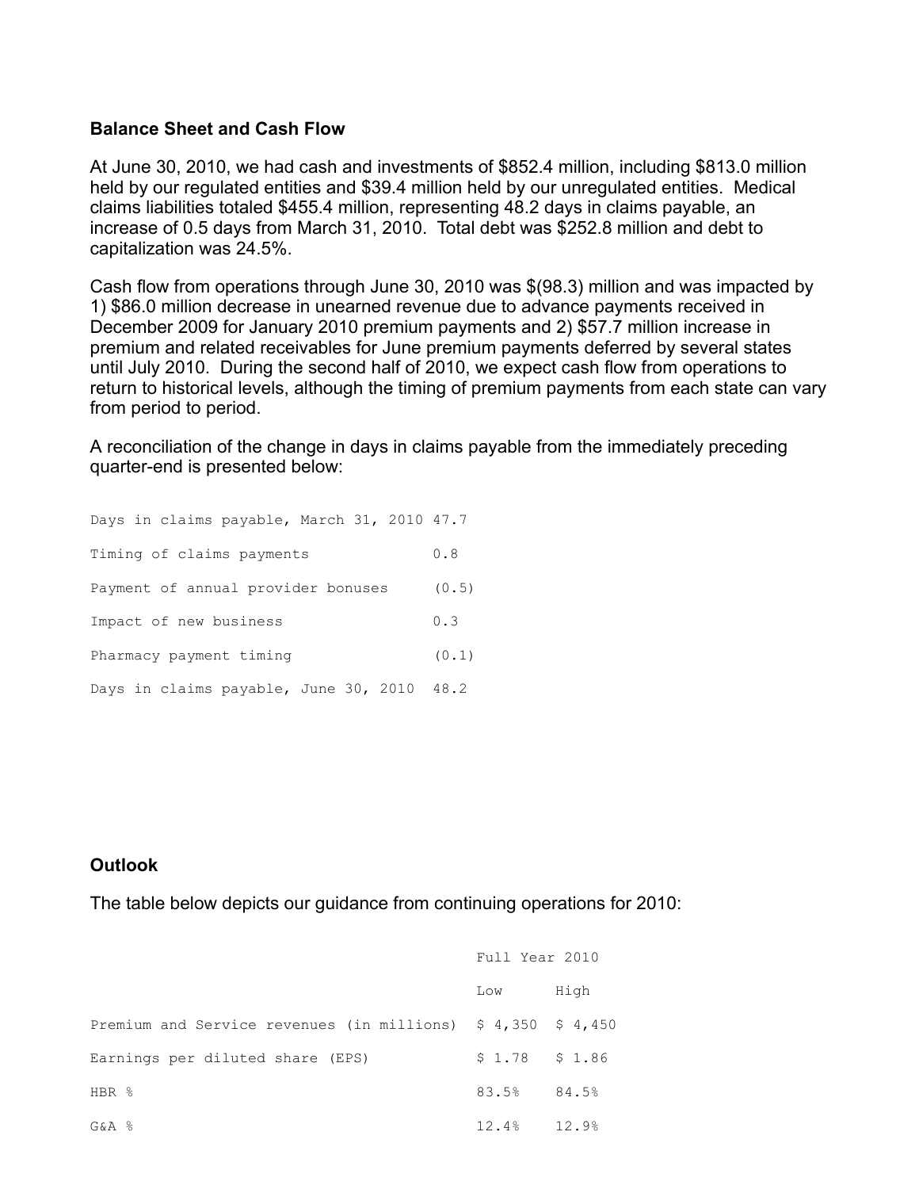## Balance Sheet and Cash Flow

At June 30, 2010, we had cash and investments of $852.4 million, including $813.0 million held by our regulated entities and $39.4 million held by our unregulated entities. Medical claims liabilities totaled $455.4 million, representing 48.2 days in claims payable, an increase of 0.5 days from March 31, 2010. Total debt was $252.8 million and debt to capitalization was 24.5%.

Cash flow from operations through June 30, 2010 was $(98.3) million and was impacted by 1) $86.0 million decrease in unearned revenue due to advance payments received in December 2009 for January 2010 premium payments and 2) $57.7 million increase in premium and related receivables for June premium payments deferred by several states until July 2010. During the second half of 2010, we expect cash flow from operations to return to historical levels, although the timing of premium payments from each state can vary from period to period.

A reconciliation of the change in days in claims payable from the immediately preceding quarter-end is presented below:

| | |
|---|---|
| Days in claims payable, March 31, 2010 | 47.7 |
| Timing of claims payments | 0.8 |
| Payment of annual provider bonuses | (0.5) |
| Impact of new business | 0.3 |
| Pharmacy payment timing | (0.1) |
| Days in claims payable, June 30, 2010 | 48.2 |

## Outlook

The table below depicts our guidance from continuing operations for 2010:

| | Full Year 2010 | |
|---|---|---|
| | Low | High |
| Premium and Service revenues (in millions) | $ 4,350 | $ 4,450 |
| Earnings per diluted share (EPS) | $ 1.78 | $ 1.86 |
| HBR % | 83.5% | 84.5% |
| G&A % | 12.4% | 12.9% |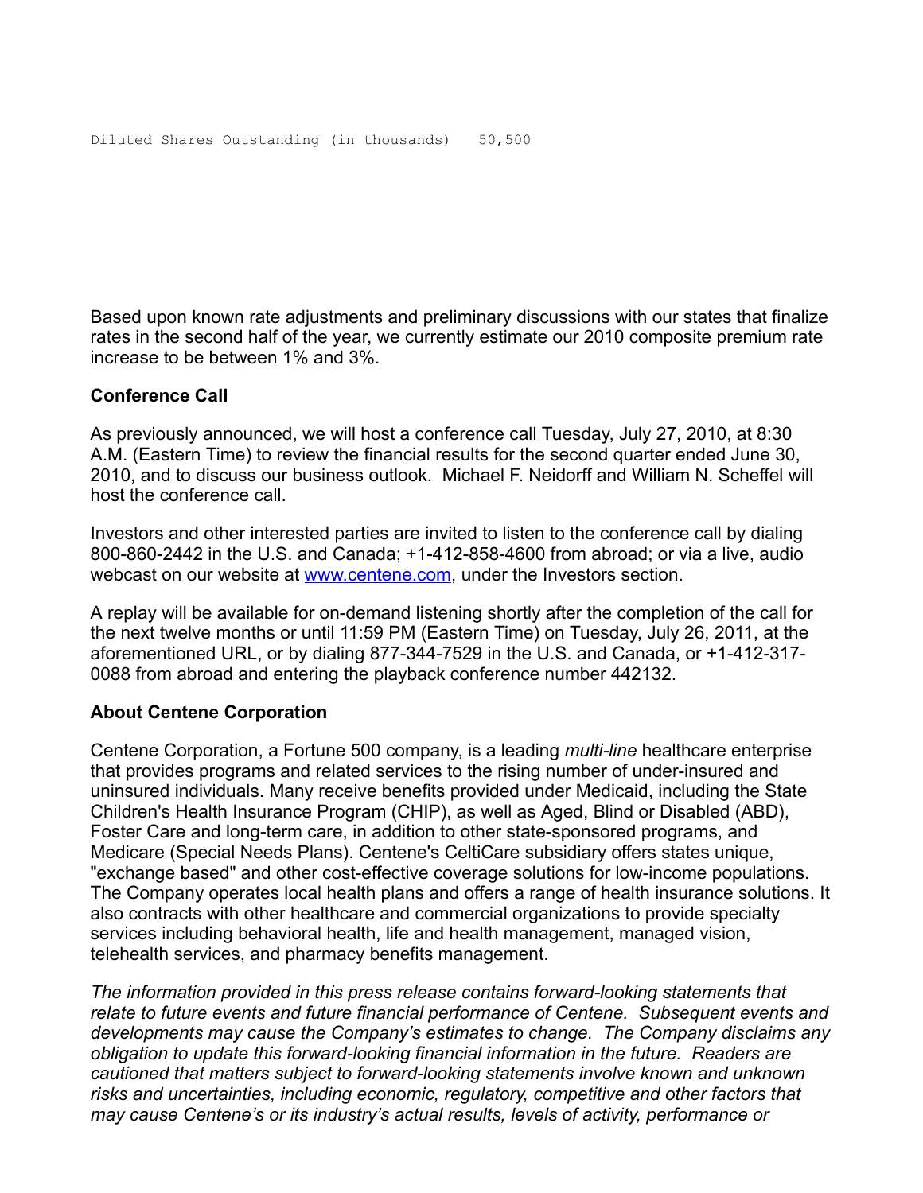```
Diluted Shares Outstanding (in thousands)   50,500
```

Based upon known rate adjustments and preliminary discussions with our states that finalize rates in the second half of the year, we currently estimate our 2010 composite premium rate increase to be between 1% and 3%.

**Conference Call**

As previously announced, we will host a conference call Tuesday, July 27, 2010, at 8:30 A.M. (Eastern Time) to review the financial results for the second quarter ended June 30, 2010, and to discuss our business outlook.  Michael F. Neidorff and William N. Scheffel will host the conference call.

Investors and other interested parties are invited to listen to the conference call by dialing 800-860-2442 in the U.S. and Canada; +1-412-858-4600 from abroad; or via a live, audio webcast on our website at [www.centene.com](http://www.centene.com), under the Investors section.

A replay will be available for on-demand listening shortly after the completion of the call for the next twelve months or until 11:59 PM (Eastern Time) on Tuesday, July 26, 2011, at the aforementioned URL, or by dialing 877-344-7529 in the U.S. and Canada, or +1-412-317-0088 from abroad and entering the playback conference number 442132.

**About Centene Corporation**

Centene Corporation, a Fortune 500 company, is a leading *multi-line* healthcare enterprise that provides programs and related services to the rising number of under-insured and uninsured individuals. Many receive benefits provided under Medicaid, including the State Children's Health Insurance Program (CHIP), as well as Aged, Blind or Disabled (ABD), Foster Care and long-term care, in addition to other state-sponsored programs, and Medicare (Special Needs Plans). Centene's CeltiCare subsidiary offers states unique, "exchange based" and other cost-effective coverage solutions for low-income populations. The Company operates local health plans and offers a range of health insurance solutions. It also contracts with other healthcare and commercial organizations to provide specialty services including behavioral health, life and health management, managed vision, telehealth services, and pharmacy benefits management.

*The information provided in this press release contains forward-looking statements that relate to future events and future financial performance of Centene.  Subsequent events and developments may cause the Company's estimates to change.  The Company disclaims any obligation to update this forward-looking financial information in the future.  Readers are cautioned that matters subject to forward-looking statements involve known and unknown risks and uncertainties, including economic, regulatory, competitive and other factors that may cause Centene's or its industry's actual results, levels of activity, performance or*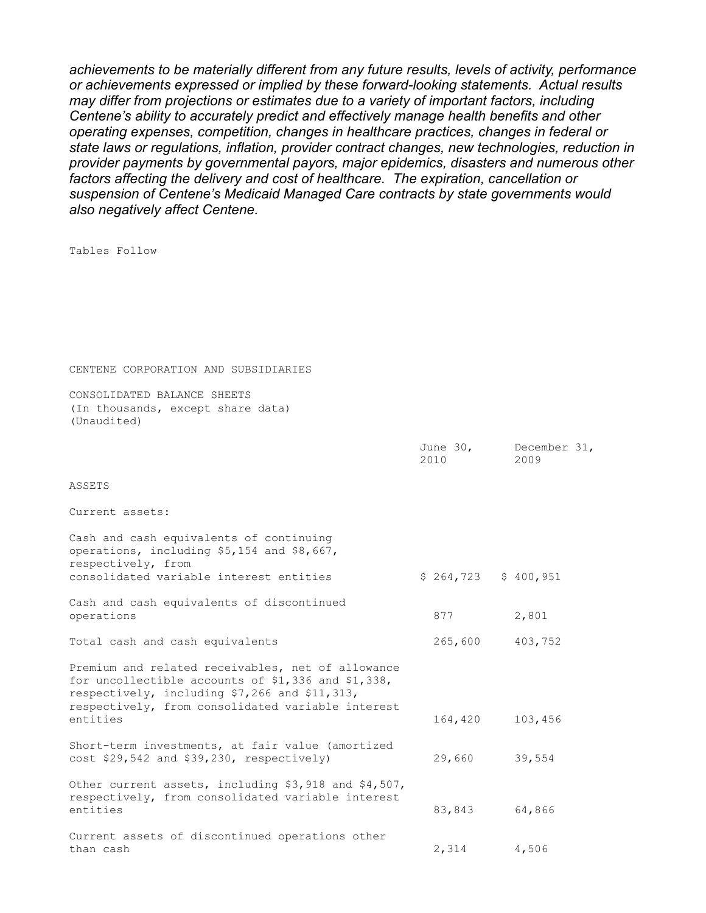*achievements to be materially different from any future results, levels of activity, performance or achievements expressed or implied by these forward-looking statements. Actual results may differ from projections or estimates due to a variety of important factors, including Centene's ability to accurately predict and effectively manage health benefits and other operating expenses, competition, changes in healthcare practices, changes in federal or state laws or regulations, inflation, provider contract changes, new technologies, reduction in provider payments by governmental payors, major epidemics, disasters and numerous other factors affecting the delivery and cost of healthcare. The expiration, cancellation or suspension of Centene's Medicaid Managed Care contracts by state governments would also negatively affect Centene.*

Tables Follow

CENTENE CORPORATION AND SUBSIDIARIES

CONSOLIDATED BALANCE SHEETS
(In thousands, except share data)
(Unaudited)

| | June 30, 2010 | December 31, 2009 |
|---|---|---|
| ASSETS | | |
| Current assets: | | |
| Cash and cash equivalents of continuing operations, including $5,154 and $8,667, respectively, from consolidated variable interest entities | $ 264,723 | $ 400,951 |
| Cash and cash equivalents of discontinued operations | 877 | 2,801 |
| Total cash and cash equivalents | 265,600 | 403,752 |
| Premium and related receivables, net of allowance for uncollectible accounts of $1,336 and $1,338, respectively, including $7,266 and $11,313, respectively, from consolidated variable interest entities | 164,420 | 103,456 |
| Short-term investments, at fair value (amortized cost $29,542 and $39,230, respectively) | 29,660 | 39,554 |
| Other current assets, including $3,918 and $4,507, respectively, from consolidated variable interest entities | 83,843 | 64,866 |
| Current assets of discontinued operations other than cash | 2,314 | 4,506 |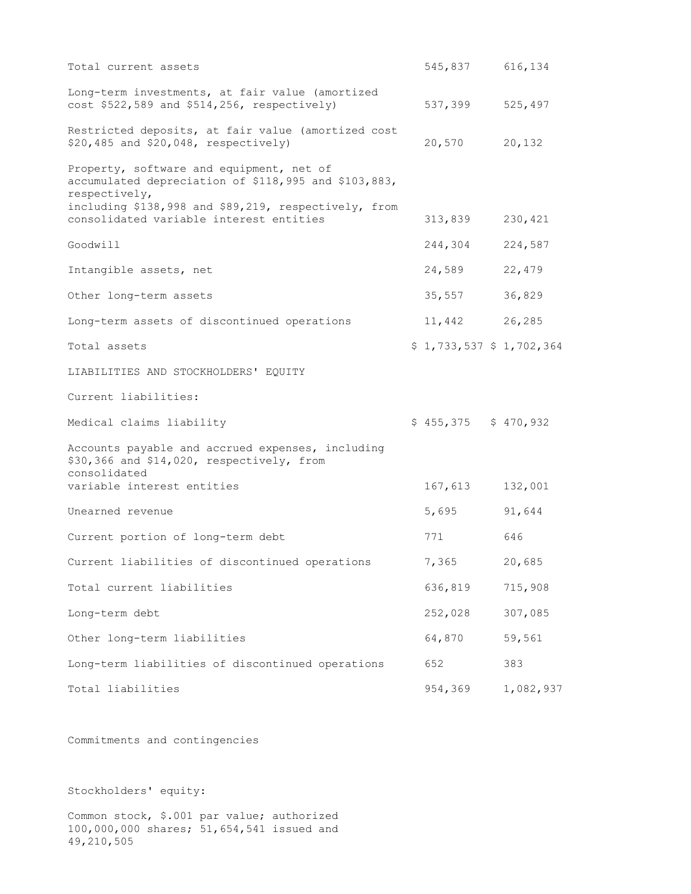| | | |
|---|---|---|
| Total current assets | 545,837 | 616,134 |
| Long-term investments, at fair value (amortized cost $522,589 and $514,256, respectively) | 537,399 | 525,497 |
| Restricted deposits, at fair value (amortized cost $20,485 and $20,048, respectively) | 20,570 | 20,132 |
| Property, software and equipment, net of accumulated depreciation of $118,995 and $103,883, respectively, including $138,998 and $89,219, respectively, from consolidated variable interest entities | 313,839 | 230,421 |
| Goodwill | 244,304 | 224,587 |
| Intangible assets, net | 24,589 | 22,479 |
| Other long-term assets | 35,557 | 36,829 |
| Long-term assets of discontinued operations | 11,442 | 26,285 |
| Total assets | $ 1,733,537 | $ 1,702,364 |
| LIABILITIES AND STOCKHOLDERS' EQUITY | | |
| Current liabilities: | | |
| Medical claims liability | $ 455,375 | $ 470,932 |
| Accounts payable and accrued expenses, including $30,366 and $14,020, respectively, from consolidated variable interest entities | 167,613 | 132,001 |
| Unearned revenue | 5,695 | 91,644 |
| Current portion of long-term debt | 771 | 646 |
| Current liabilities of discontinued operations | 7,365 | 20,685 |
| Total current liabilities | 636,819 | 715,908 |
| Long-term debt | 252,028 | 307,085 |
| Other long-term liabilities | 64,870 | 59,561 |
| Long-term liabilities of discontinued operations | 652 | 383 |
| Total liabilities | 954,369 | 1,082,937 |

Commitments and contingencies

Stockholders' equity:

Common stock, $.001 par value; authorized 100,000,000 shares; 51,654,541 issued and 49,210,505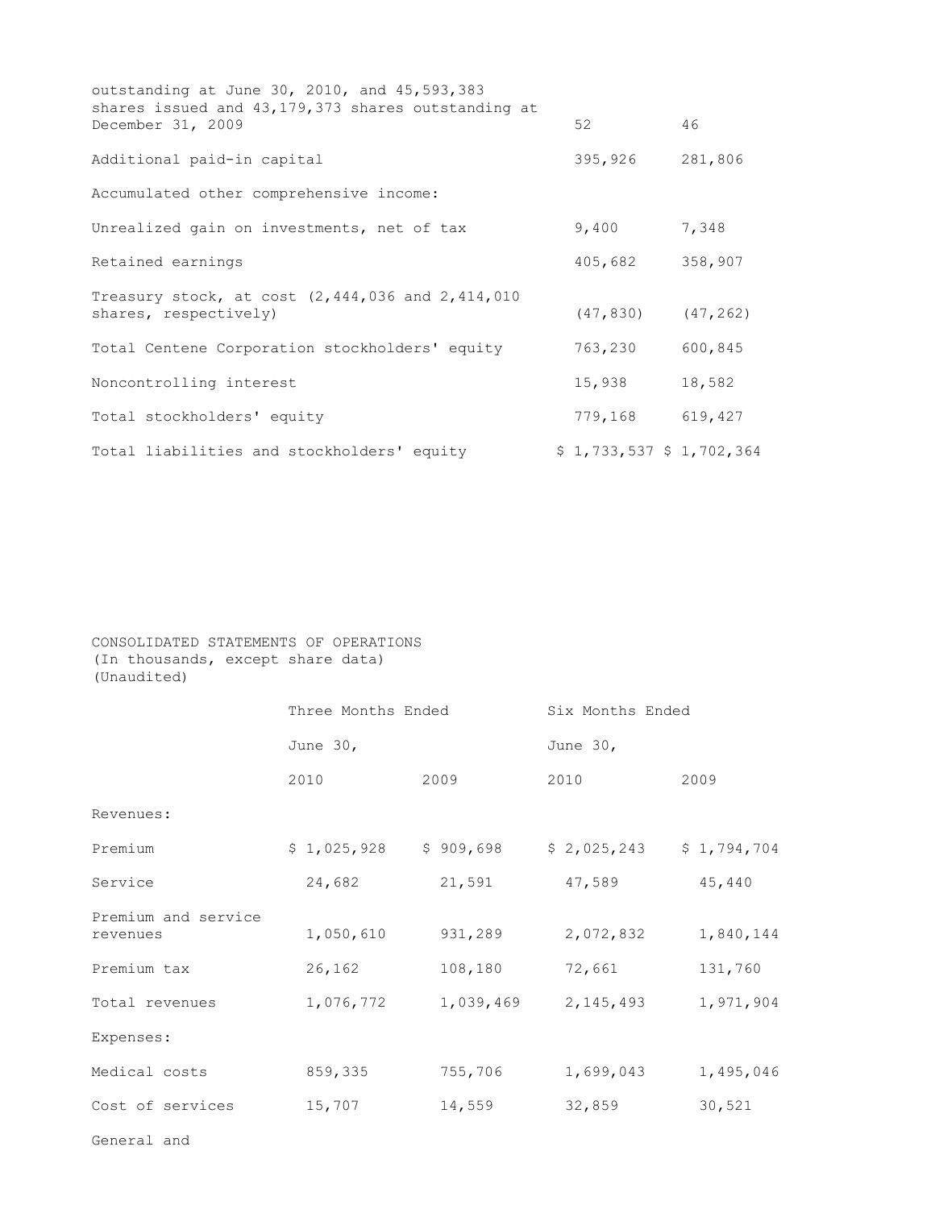| | | |
|---|---|---|
| outstanding at June 30, 2010, and 45,593,383 shares issued and 43,179,373 shares outstanding at December 31, 2009 | 52 | 46 |
| Additional paid-in capital | 395,926 | 281,806 |
| Accumulated other comprehensive income: | | |
| Unrealized gain on investments, net of tax | 9,400 | 7,348 |
| Retained earnings | 405,682 | 358,907 |
| Treasury stock, at cost (2,444,036 and 2,414,010 shares, respectively) | (47,830) | (47,262) |
| Total Centene Corporation stockholders' equity | 763,230 | 600,845 |
| Noncontrolling interest | 15,938 | 18,582 |
| Total stockholders' equity | 779,168 | 619,427 |
| Total liabilities and stockholders' equity | $ 1,733,537 | $ 1,702,364 |

CONSOLIDATED STATEMENTS OF OPERATIONS
(In thousands, except share data)
(Unaudited)

| | Three Months Ended | | Six Months Ended | |
|---|---|---|---|---|
| | June 30, | | June 30, | |
| | 2010 | 2009 | 2010 | 2009 |
| Revenues: | | | | |
| Premium | $ 1,025,928 | $ 909,698 | $ 2,025,243 | $ 1,794,704 |
| Service | 24,682 | 21,591 | 47,589 | 45,440 |
| Premium and service revenues | 1,050,610 | 931,289 | 2,072,832 | 1,840,144 |
| Premium tax | 26,162 | 108,180 | 72,661 | 131,760 |
| Total revenues | 1,076,772 | 1,039,469 | 2,145,493 | 1,971,904 |
| Expenses: | | | | |
| Medical costs | 859,335 | 755,706 | 1,699,043 | 1,495,046 |
| Cost of services | 15,707 | 14,559 | 32,859 | 30,521 |
| General and | | | | |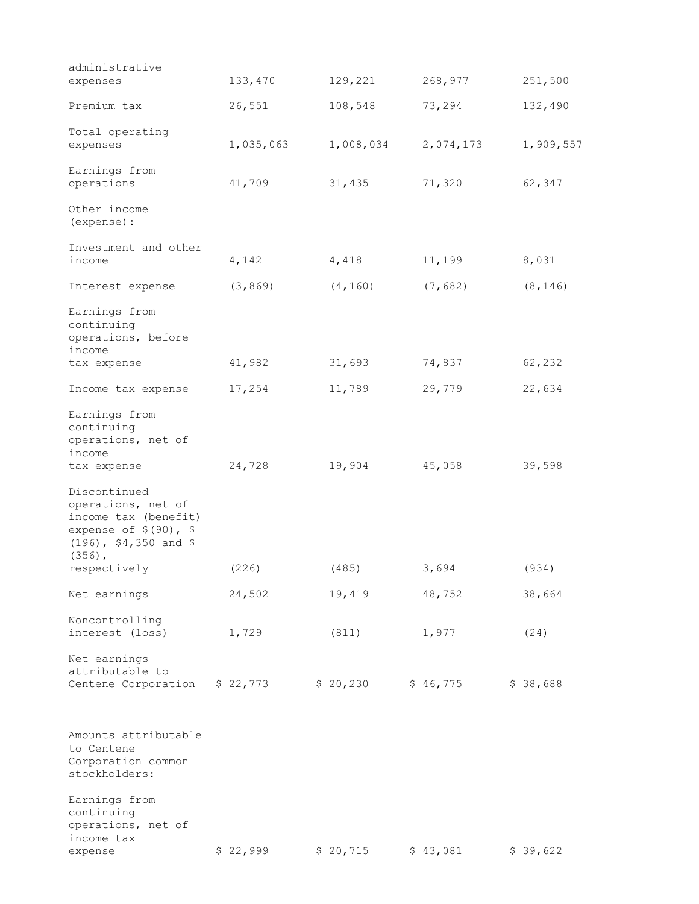| | | | | |
|---|---|---|---|---|
| administrative expenses | 133,470 | 129,221 | 268,977 | 251,500 |
| Premium tax | 26,551 | 108,548 | 73,294 | 132,490 |
| Total operating expenses | 1,035,063 | 1,008,034 | 2,074,173 | 1,909,557 |
| Earnings from operations | 41,709 | 31,435 | 71,320 | 62,347 |
| Other income (expense): | | | | |
| Investment and other income | 4,142 | 4,418 | 11,199 | 8,031 |
| Interest expense | (3,869) | (4,160) | (7,682) | (8,146) |
| Earnings from continuing operations, before income tax expense | 41,982 | 31,693 | 74,837 | 62,232 |
| Income tax expense | 17,254 | 11,789 | 29,779 | 22,634 |
| Earnings from continuing operations, net of income tax expense | 24,728 | 19,904 | 45,058 | 39,598 |
| Discontinued operations, net of income tax (benefit) expense of $(90), $(196), $4,350 and $(356), respectively | (226) | (485) | 3,694 | (934) |
| Net earnings | 24,502 | 19,419 | 48,752 | 38,664 |
| Noncontrolling interest (loss) | 1,729 | (811) | 1,977 | (24) |
| Net earnings attributable to Centene Corporation | $ 22,773 | $ 20,230 | $ 46,775 | $ 38,688 |
| | | | | |
| Amounts attributable to Centene Corporation common stockholders: | | | | |
| Earnings from continuing operations, net of income tax expense | $ 22,999 | $ 20,715 | $ 43,081 | $ 39,622 |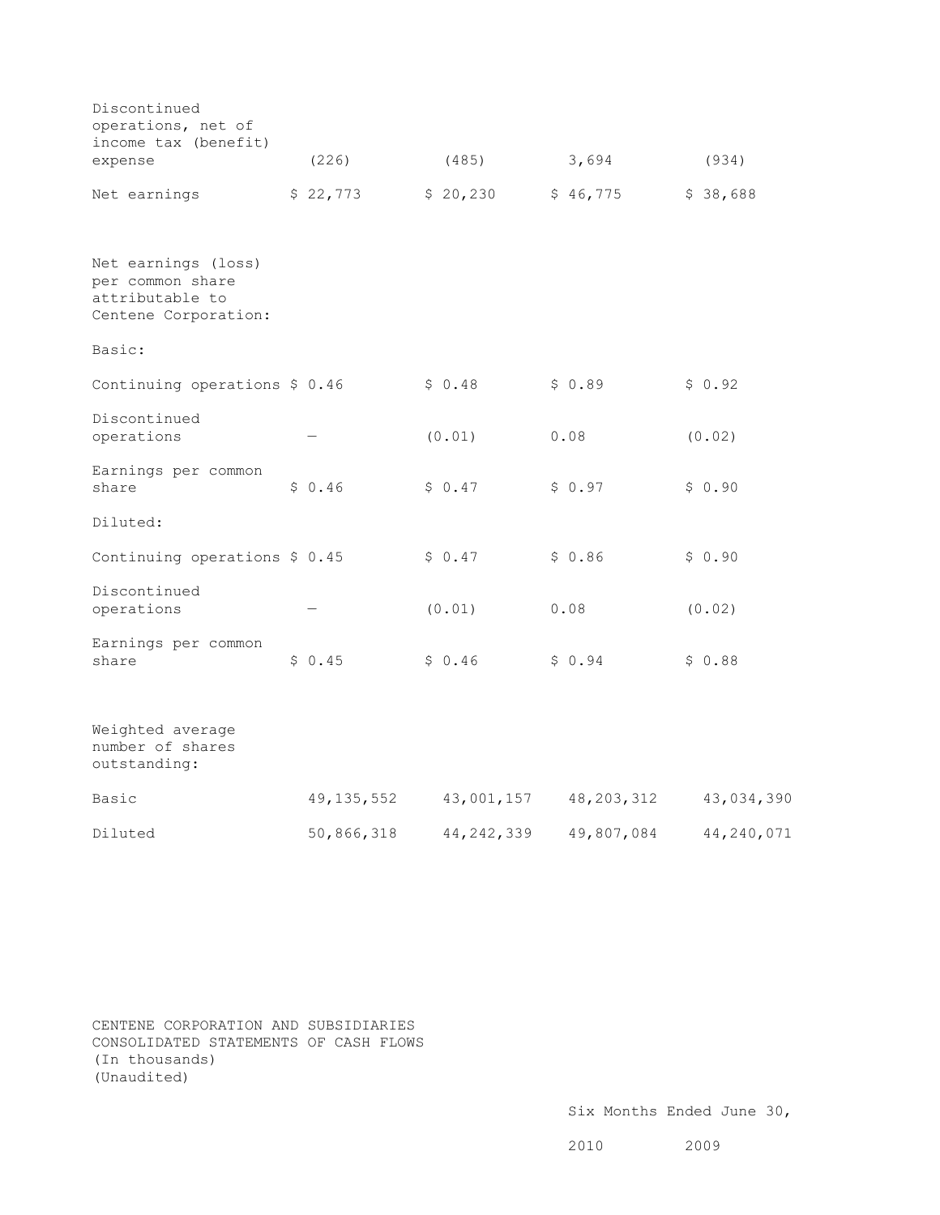| | | | | |
|---|---|---|---|---|
| Discontinued operations, net of income tax (benefit) expense | (226) | (485) | 3,694 | (934) |
| Net earnings | $ 22,773 | $ 20,230 | $ 46,775 | $ 38,688 |
| | | | | |
| Net earnings (loss) per common share attributable to Centene Corporation: | | | | |
| Basic: | | | | |
| Continuing operations | $ 0.46 | $ 0.48 | $ 0.89 | $ 0.92 |
| Discontinued operations | — | (0.01) | 0.08 | (0.02) |
| Earnings per common share | $ 0.46 | $ 0.47 | $ 0.97 | $ 0.90 |
| Diluted: | | | | |
| Continuing operations | $ 0.45 | $ 0.47 | $ 0.86 | $ 0.90 |
| Discontinued operations | — | (0.01) | 0.08 | (0.02) |
| Earnings per common share | $ 0.45 | $ 0.46 | $ 0.94 | $ 0.88 |
| | | | | |
| Weighted average number of shares outstanding: | | | | |
| Basic | 49,135,552 | 43,001,157 | 48,203,312 | 43,034,390 |
| Diluted | 50,866,318 | 44,242,339 | 49,807,084 | 44,240,071 |

CENTENE CORPORATION AND SUBSIDIARIES
CONSOLIDATED STATEMENTS OF CASH FLOWS
(In thousands)
(Unaudited)

| | Six Months Ended June 30, | |
|---|---|---|
| | 2010 | 2009 |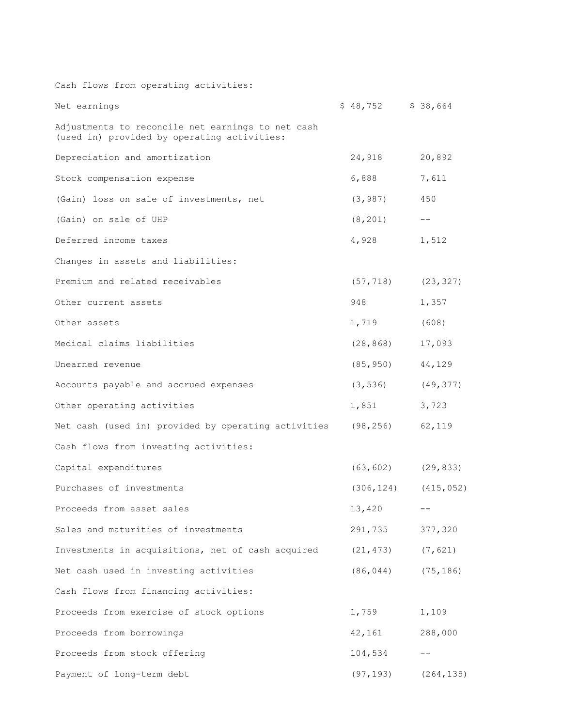| | | |
|---|---|---|
| Cash flows from operating activities: | | |
| Net earnings | $ 48,752 | $ 38,664 |
| Adjustments to reconcile net earnings to net cash (used in) provided by operating activities: | | |
| Depreciation and amortization | 24,918 | 20,892 |
| Stock compensation expense | 6,888 | 7,611 |
| (Gain) loss on sale of investments, net | (3,987) | 450 |
| (Gain) on sale of UHP | (8,201) | -- |
| Deferred income taxes | 4,928 | 1,512 |
| Changes in assets and liabilities: | | |
| Premium and related receivables | (57,718) | (23,327) |
| Other current assets | 948 | 1,357 |
| Other assets | 1,719 | (608) |
| Medical claims liabilities | (28,868) | 17,093 |
| Unearned revenue | (85,950) | 44,129 |
| Accounts payable and accrued expenses | (3,536) | (49,377) |
| Other operating activities | 1,851 | 3,723 |
| Net cash (used in) provided by operating activities | (98,256) | 62,119 |
| Cash flows from investing activities: | | |
| Capital expenditures | (63,602) | (29,833) |
| Purchases of investments | (306,124) | (415,052) |
| Proceeds from asset sales | 13,420 | -- |
| Sales and maturities of investments | 291,735 | 377,320 |
| Investments in acquisitions, net of cash acquired | (21,473) | (7,621) |
| Net cash used in investing activities | (86,044) | (75,186) |
| Cash flows from financing activities: | | |
| Proceeds from exercise of stock options | 1,759 | 1,109 |
| Proceeds from borrowings | 42,161 | 288,000 |
| Proceeds from stock offering | 104,534 | -- |
| Payment of long-term debt | (97,193) | (264,135) |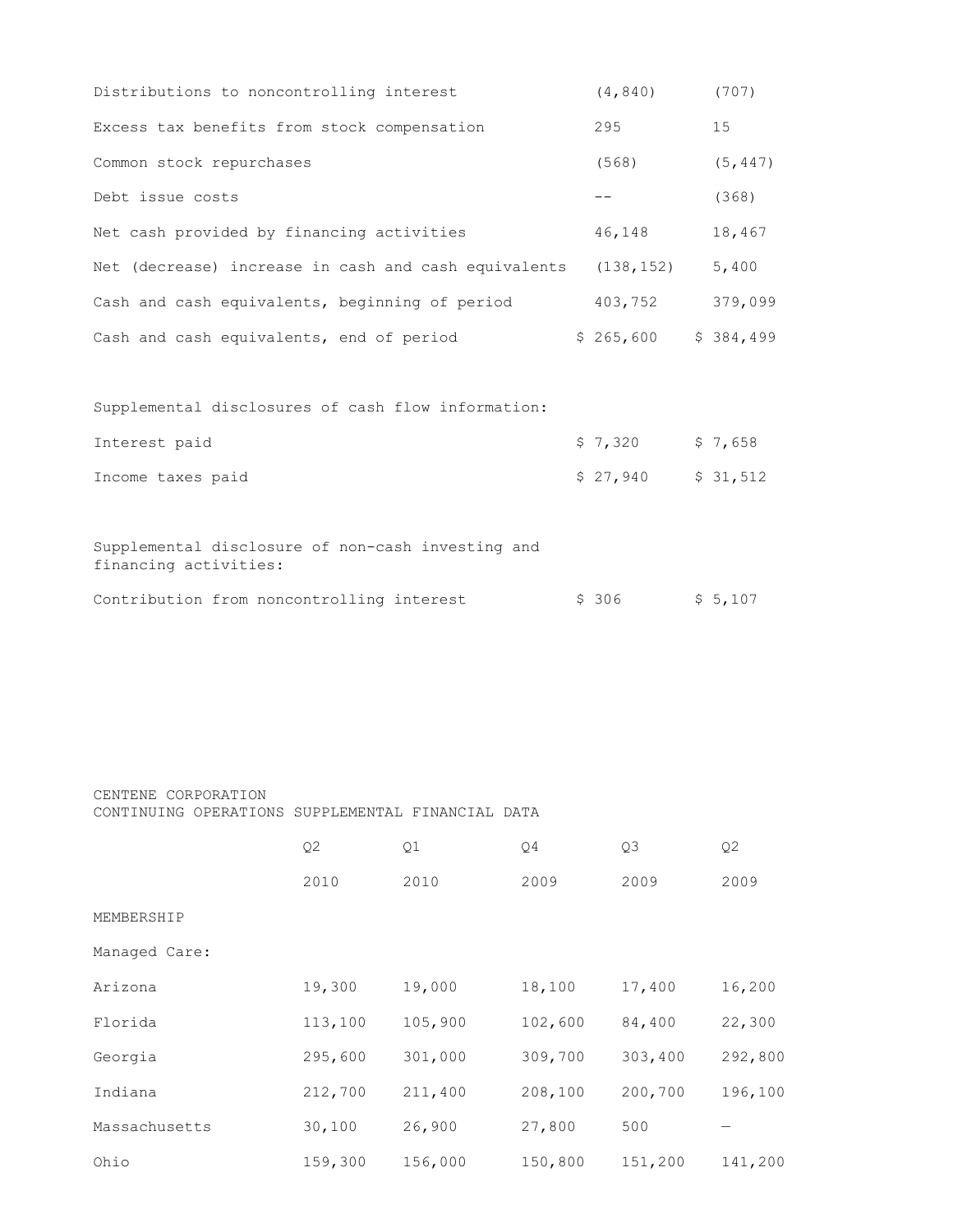| | | |
|---|---|---|
| Distributions to noncontrolling interest | (4,840) | (707) |
| Excess tax benefits from stock compensation | 295 | 15 |
| Common stock repurchases | (568) | (5,447) |
| Debt issue costs | -- | (368) |
| Net cash provided by financing activities | 46,148 | 18,467 |
| Net (decrease) increase in cash and cash equivalents | (138,152) | 5,400 |
| Cash and cash equivalents, beginning of period | 403,752 | 379,099 |
| Cash and cash equivalents, end of period | $ 265,600 | $ 384,499 |
| | | |
| Supplemental disclosures of cash flow information: | | |
| Interest paid | $ 7,320 | $ 7,658 |
| Income taxes paid | $ 27,940 | $ 31,512 |
| | | |
| Supplemental disclosure of non-cash investing and financing activities: | | |
| Contribution from noncontrolling interest | $ 306 | $ 5,107 |

CENTENE CORPORATION
CONTINUING OPERATIONS SUPPLEMENTAL FINANCIAL DATA

| | Q2 2010 | Q1 2010 | Q4 2009 | Q3 2009 | Q2 2009 |
|---|---|---|---|---|---|
| MEMBERSHIP | | | | | |
| Managed Care: | | | | | |
| Arizona | 19,300 | 19,000 | 18,100 | 17,400 | 16,200 |
| Florida | 113,100 | 105,900 | 102,600 | 84,400 | 22,300 |
| Georgia | 295,600 | 301,000 | 309,700 | 303,400 | 292,800 |
| Indiana | 212,700 | 211,400 | 208,100 | 200,700 | 196,100 |
| Massachusetts | 30,100 | 26,900 | 27,800 | 500 | — |
| Ohio | 159,300 | 156,000 | 150,800 | 151,200 | 141,200 |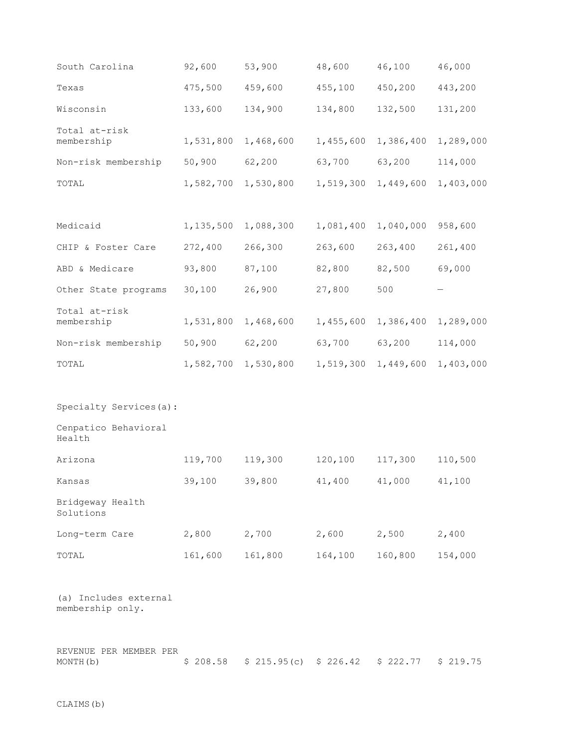| | | | | | |
|---|---|---|---|---|---|
| South Carolina | 92,600 | 53,900 | 48,600 | 46,100 | 46,000 |
| Texas | 475,500 | 459,600 | 455,100 | 450,200 | 443,200 |
| Wisconsin | 133,600 | 134,900 | 134,800 | 132,500 | 131,200 |
| Total at-risk membership | 1,531,800 | 1,468,600 | 1,455,600 | 1,386,400 | 1,289,000 |
| Non-risk membership | 50,900 | 62,200 | 63,700 | 63,200 | 114,000 |
| TOTAL | 1,582,700 | 1,530,800 | 1,519,300 | 1,449,600 | 1,403,000 |
| | | | | | |
| Medicaid | 1,135,500 | 1,088,300 | 1,081,400 | 1,040,000 | 958,600 |
| CHIP & Foster Care | 272,400 | 266,300 | 263,600 | 263,400 | 261,400 |
| ABD & Medicare | 93,800 | 87,100 | 82,800 | 82,500 | 69,000 |
| Other State programs | 30,100 | 26,900 | 27,800 | 500 | — |
| Total at-risk membership | 1,531,800 | 1,468,600 | 1,455,600 | 1,386,400 | 1,289,000 |
| Non-risk membership | 50,900 | 62,200 | 63,700 | 63,200 | 114,000 |
| TOTAL | 1,582,700 | 1,530,800 | 1,519,300 | 1,449,600 | 1,403,000 |
| | | | | | |
| Specialty Services(a): | | | | | |
| Cenpatico Behavioral Health | | | | | |
| Arizona | 119,700 | 119,300 | 120,100 | 117,300 | 110,500 |
| Kansas | 39,100 | 39,800 | 41,400 | 41,000 | 41,100 |
| Bridgeway Health Solutions | | | | | |
| Long-term Care | 2,800 | 2,700 | 2,600 | 2,500 | 2,400 |
| TOTAL | 161,600 | 161,800 | 164,100 | 160,800 | 154,000 |

(a) Includes external membership only.

| | | | | | |
|---|---|---|---|---|---|
| REVENUE PER MEMBER PER MONTH(b) | \$ 208.58 | \$ 215.95(c) | \$ 226.42 | \$ 222.77 | \$ 219.75 |

CLAIMS(b)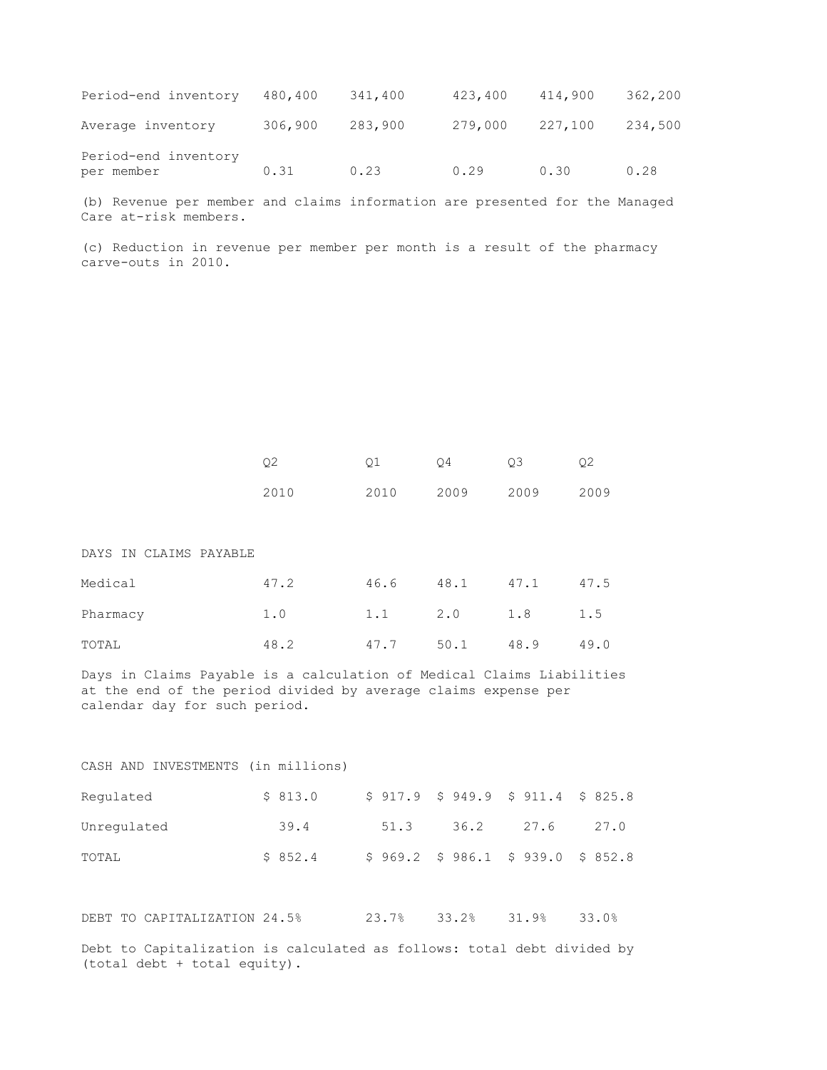| | | | | | |
|---|---|---|---|---|---|
| Period-end inventory | 480,400 | 341,400 | 423,400 | 414,900 | 362,200 |
| Average inventory | 306,900 | 283,900 | 279,000 | 227,100 | 234,500 |
| Period-end inventory per member | 0.31 | 0.23 | 0.29 | 0.30 | 0.28 |

(b) Revenue per member and claims information are presented for the Managed Care at-risk members.

(c) Reduction in revenue per member per month is a result of the pharmacy carve-outs in 2010.

| | Q2 2010 | Q1 2010 | Q4 2009 | Q3 2009 | Q2 2009 |
|---|---|---|---|---|---|
| DAYS IN CLAIMS PAYABLE | | | | | |
| Medical | 47.2 | 46.6 | 48.1 | 47.1 | 47.5 |
| Pharmacy | 1.0 | 1.1 | 2.0 | 1.8 | 1.5 |
| TOTAL | 48.2 | 47.7 | 50.1 | 48.9 | 49.0 |

Days in Claims Payable is a calculation of Medical Claims Liabilities at the end of the period divided by average claims expense per calendar day for such period.

| CASH AND INVESTMENTS (in millions) | | | | | |
|---|---|---|---|---|---|
| Regulated | $ 813.0 | $ 917.9 | $ 949.9 | $ 911.4 | $ 825.8 |
| Unregulated | 39.4 | 51.3 | 36.2 | 27.6 | 27.0 |
| TOTAL | $ 852.4 | $ 969.2 | $ 986.1 | $ 939.0 | $ 852.8 |

| | | | | | |
|---|---|---|---|---|---|
| DEBT TO CAPITALIZATION | 24.5% | 23.7% | 33.2% | 31.9% | 33.0% |

Debt to Capitalization is calculated as follows: total debt divided by (total debt + total equity).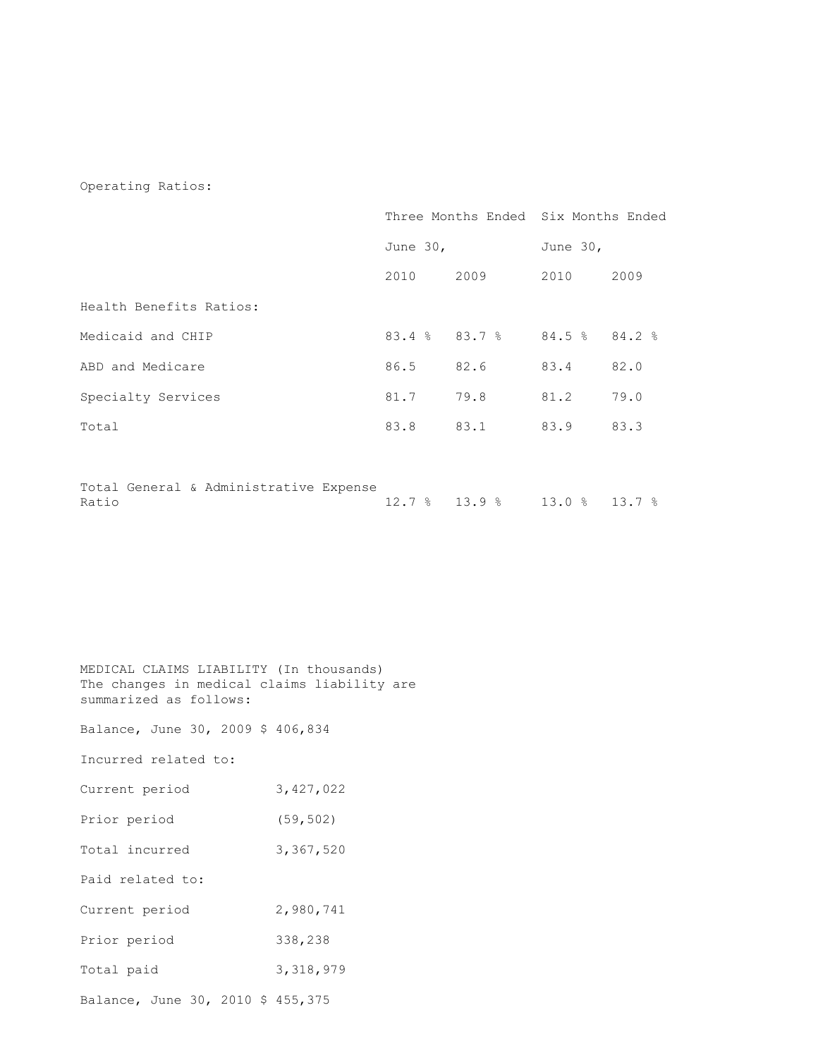Operating Ratios:

| | Three Months Ended | | Six Months Ended | |
|---|---|---|---|---|
| | June 30, | | June 30, | |
| | 2010 | 2009 | 2010 | 2009 |
| Health Benefits Ratios: | | | | |
| Medicaid and CHIP | 83.4 % | 83.7 % | 84.5 % | 84.2 % |
| ABD and Medicare | 86.5 | 82.6 | 83.4 | 82.0 |
| Specialty Services | 81.7 | 79.8 | 81.2 | 79.0 |
| Total | 83.8 | 83.1 | 83.9 | 83.3 |
| | | | | |
| Total General & Administrative Expense Ratio | 12.7 % | 13.9 % | 13.0 % | 13.7 % |

MEDICAL CLAIMS LIABILITY (In thousands)
The changes in medical claims liability are summarized as follows:

| | |
|---|---|
| Balance, June 30, 2009 | $ 406,834 |
| Incurred related to: | |
| Current period | 3,427,022 |
| Prior period | (59,502) |
| Total incurred | 3,367,520 |
| Paid related to: | |
| Current period | 2,980,741 |
| Prior period | 338,238 |
| Total paid | 3,318,979 |
| Balance, June 30, 2010 | $ 455,375 |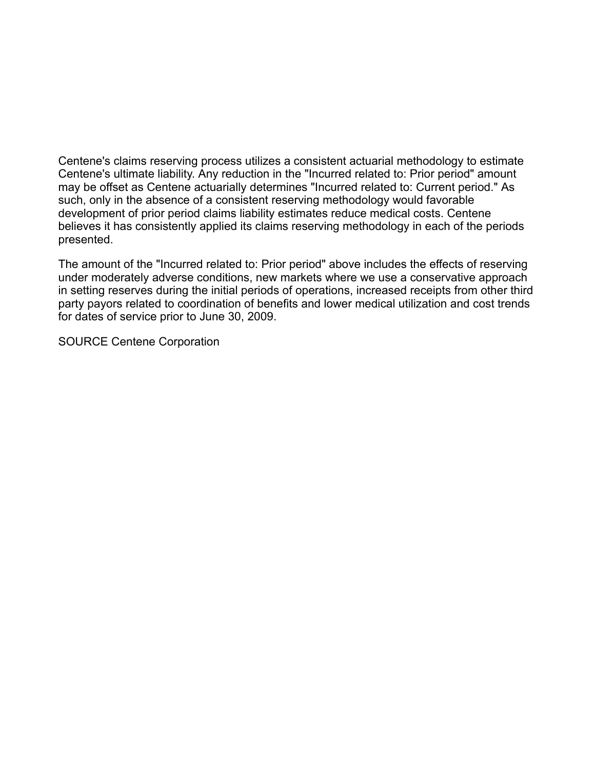Centene's claims reserving process utilizes a consistent actuarial methodology to estimate Centene's ultimate liability. Any reduction in the "Incurred related to: Prior period" amount may be offset as Centene actuarially determines "Incurred related to: Current period." As such, only in the absence of a consistent reserving methodology would favorable development of prior period claims liability estimates reduce medical costs. Centene believes it has consistently applied its claims reserving methodology in each of the periods presented.

The amount of the "Incurred related to: Prior period" above includes the effects of reserving under moderately adverse conditions, new markets where we use a conservative approach in setting reserves during the initial periods of operations, increased receipts from other third party payors related to coordination of benefits and lower medical utilization and cost trends for dates of service prior to June 30, 2009.

SOURCE Centene Corporation